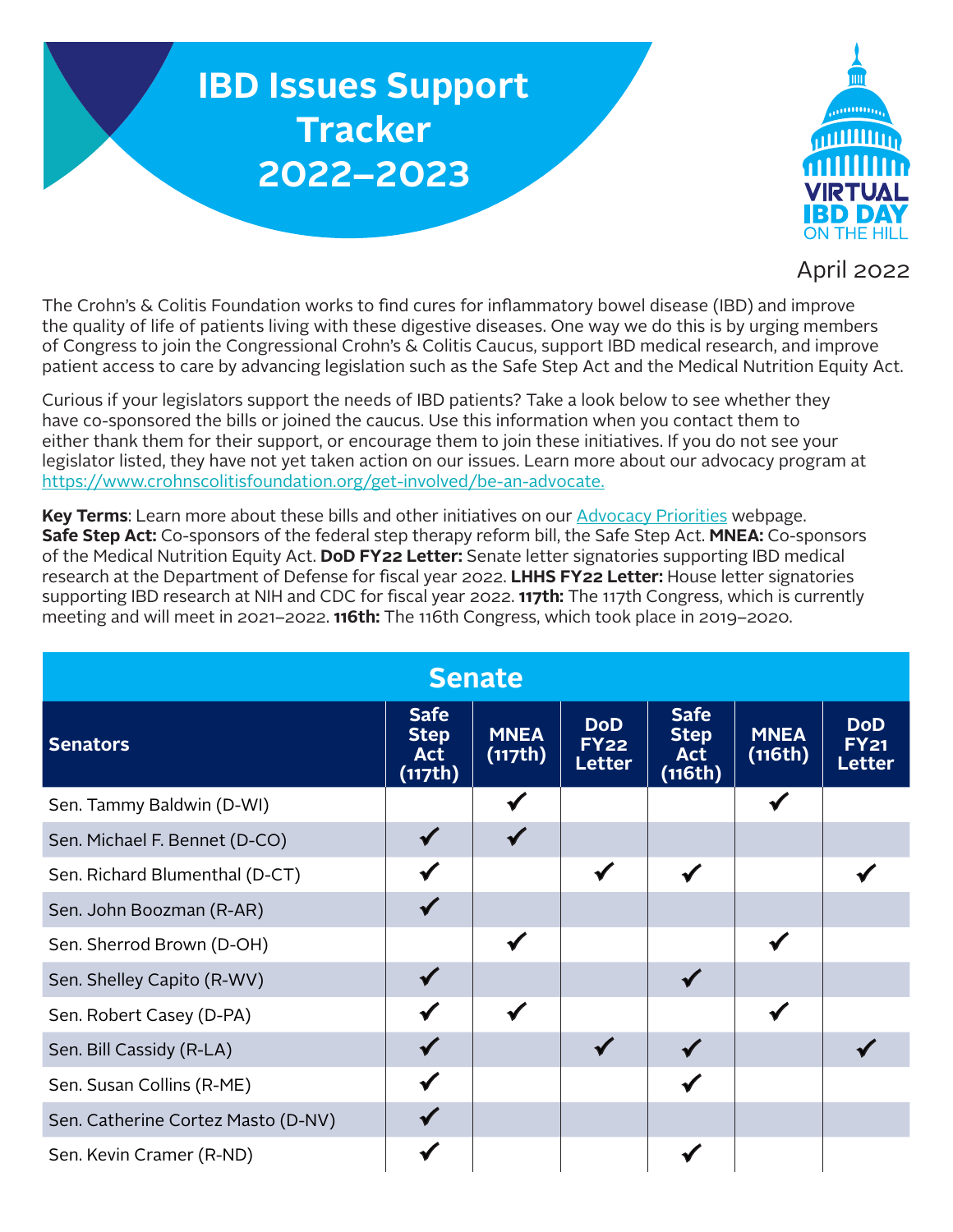# IBD Issues Support Tracker 2022–2023

VIRTUAL IBD DAY ON THE HILL

April 2022

The Crohn's & Colitis Foundation works to find cures for inflammatory bowel disease (IBD) and improve the quality of life of patients living with these digestive diseases. One way we do this is by urging members of Congress to join the Congressional Crohn's & Colitis Caucus, support IBD medical research, and improve patient access to care by advancing legislation such as the Safe Step Act and the Medical Nutrition Equity Act.

Curious if your legislators support the needs of IBD patients? Take a look below to see whether they have co-sponsored the bills or joined the caucus. Use this information when you contact them to either thank them for their support, or encourage them to join these initiatives. If you do not see your legislator listed, they have not yet taken action on our issues. Learn more about our advocacy program at https://www.crohnscolitisfoundation.org/get-involved/be-an-advocate.

**Key Terms**: Learn more about these bills and other initiatives on our Advocacy Priorities webpage. **Safe Step Act:** Co-sponsors of the federal step therapy reform bill, the Safe Step Act. **MNEA:** Co-sponsors of the Medical Nutrition Equity Act. **DoD FY22 Letter:** Senate letter signatories supporting IBD medical research at the Department of Defense for fiscal year 2022. **LHHS FY22 Letter:** House letter signatories supporting IBD research at NIH and CDC for fiscal year 2022. **117th:** The 117th Congress, which is currently meeting and will meet in 2021–2022. **116th:** The 116th Congress, which took place in 2019–2020.

## Senate

| Senators | Safe Step Act (117th) | MNEA (117th) | DoD FY22 Letter | Safe Step Act (116th) | MNEA (116th) | DoD FY21 Letter |
|---|---|---|---|---|---|---|
| Sen. Tammy Baldwin (D-WI) | | ✔ | | | ✔ | |
| Sen. Michael F. Bennet (D-CO) | ✔ | ✔ | | | | |
| Sen. Richard Blumenthal (D-CT) | ✔ | | ✔ | ✔ | | ✔ |
| Sen. John Boozman (R-AR) | ✔ | | | | | |
| Sen. Sherrod Brown (D-OH) | | ✔ | | | ✔ | |
| Sen. Shelley Capito (R-WV) | ✔ | | | ✔ | | |
| Sen. Robert Casey (D-PA) | ✔ | ✔ | | | ✔ | |
| Sen. Bill Cassidy (R-LA) | ✔ | | ✔ | ✔ | | ✔ |
| Sen. Susan Collins (R-ME) | ✔ | | | ✔ | | |
| Sen. Catherine Cortez Masto (D-NV) | ✔ | | | | | |
| Sen. Kevin Cramer (R-ND) | ✔ | | | ✔ | | |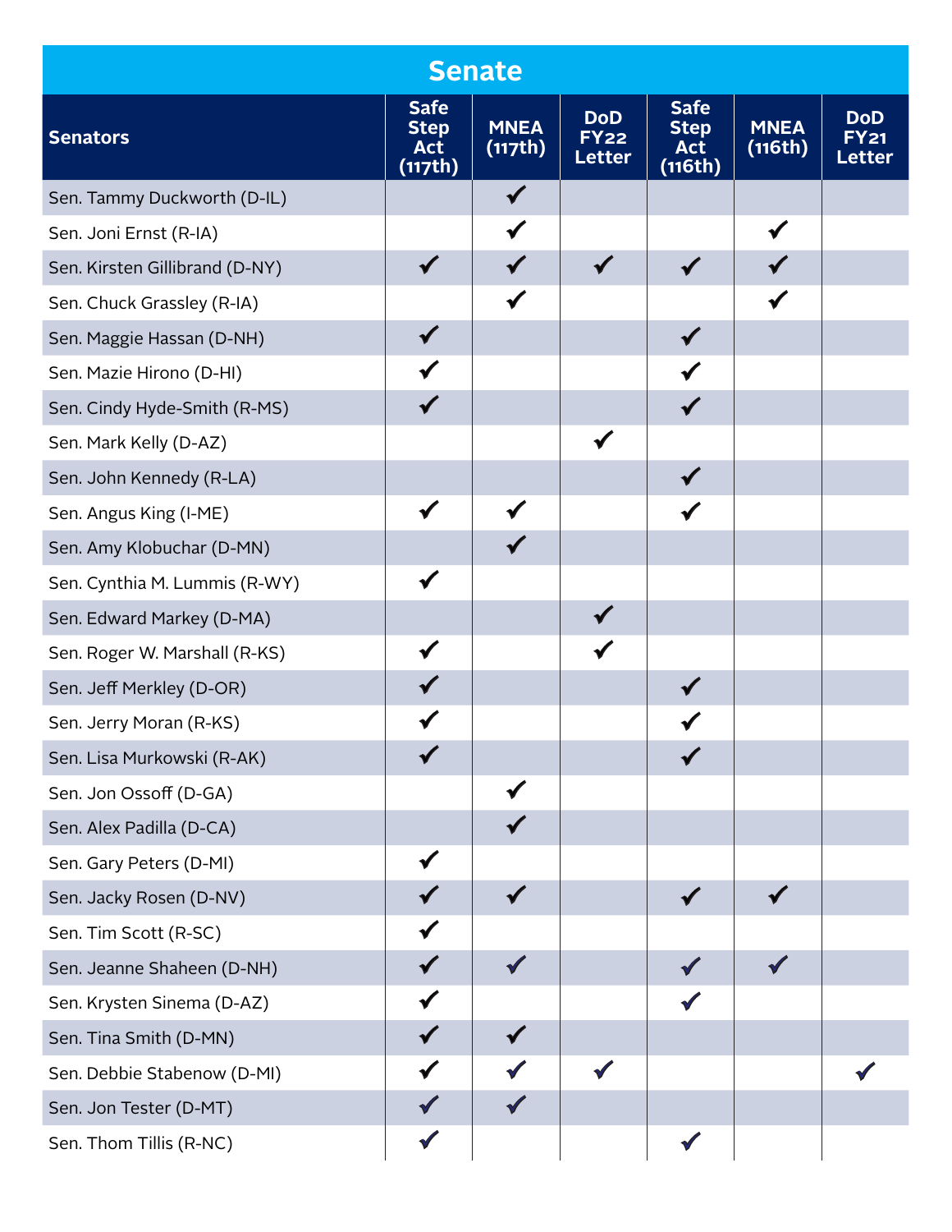## Senate

| Senators | Safe Step Act (117th) | MNEA (117th) | DoD FY22 Letter | Safe Step Act (116th) | MNEA (116th) | DoD FY21 Letter |
|---|---|---|---|---|---|---|
| Sen. Tammy Duckworth (D-IL) | | ✓ | | | | |
| Sen. Joni Ernst (R-IA) | | ✓ | | | ✓ | |
| Sen. Kirsten Gillibrand (D-NY) | ✓ | ✓ | ✓ | ✓ | ✓ | |
| Sen. Chuck Grassley (R-IA) | | ✓ | | | ✓ | |
| Sen. Maggie Hassan (D-NH) | ✓ | | | ✓ | | |
| Sen. Mazie Hirono (D-HI) | ✓ | | | ✓ | | |
| Sen. Cindy Hyde-Smith (R-MS) | ✓ | | | ✓ | | |
| Sen. Mark Kelly (D-AZ) | | | ✓ | | | |
| Sen. John Kennedy (R-LA) | | | | ✓ | | |
| Sen. Angus King (I-ME) | ✓ | ✓ | | ✓ | | |
| Sen. Amy Klobuchar (D-MN) | | ✓ | | | | |
| Sen. Cynthia M. Lummis (R-WY) | ✓ | | | | | |
| Sen. Edward Markey (D-MA) | | | ✓ | | | |
| Sen. Roger W. Marshall (R-KS) | ✓ | | ✓ | | | |
| Sen. Jeff Merkley (D-OR) | ✓ | | | ✓ | | |
| Sen. Jerry Moran (R-KS) | ✓ | | | ✓ | | |
| Sen. Lisa Murkowski (R-AK) | ✓ | | | ✓ | | |
| Sen. Jon Ossoff (D-GA) | | ✓ | | | | |
| Sen. Alex Padilla (D-CA) | | ✓ | | | | |
| Sen. Gary Peters (D-MI) | ✓ | | | | | |
| Sen. Jacky Rosen (D-NV) | ✓ | ✓ | | ✓ | ✓ | |
| Sen. Tim Scott (R-SC) | ✓ | | | | | |
| Sen. Jeanne Shaheen (D-NH) | ✓ | ✓ | | ✓ | ✓ | |
| Sen. Krysten Sinema (D-AZ) | ✓ | | | ✓ | | |
| Sen. Tina Smith (D-MN) | ✓ | ✓ | | | | |
| Sen. Debbie Stabenow (D-MI) | ✓ | ✓ | ✓ | | | ✓ |
| Sen. Jon Tester (D-MT) | ✓ | ✓ | | | | |
| Sen. Thom Tillis (R-NC) | ✓ | | | ✓ | | |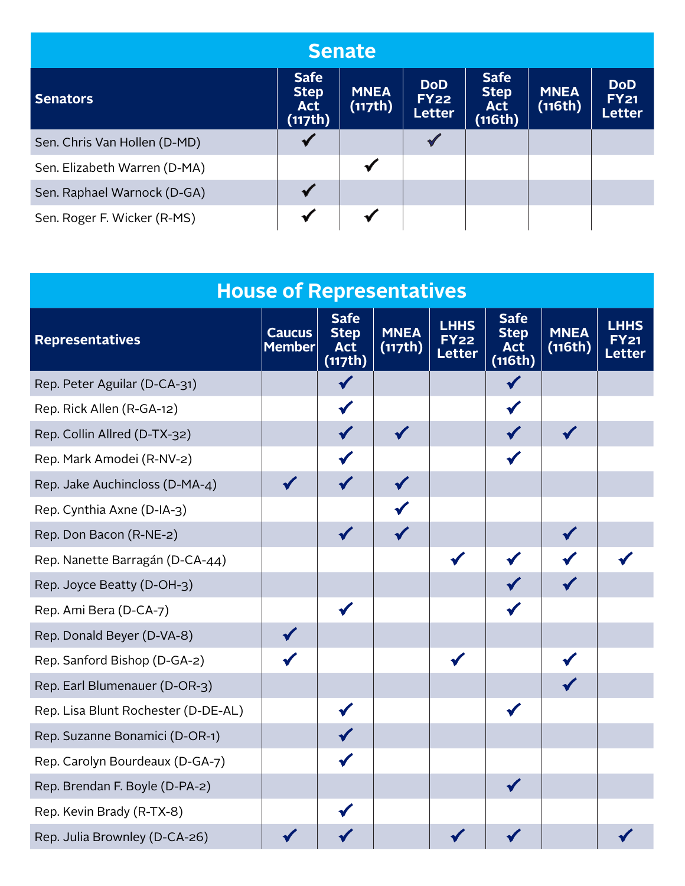## Senate

| Senators | Safe Step Act (117th) | MNEA (117th) | DoD FY22 Letter | Safe Step Act (116th) | MNEA (116th) | DoD FY21 Letter |
|---|---|---|---|---|---|---|
| Sen. Chris Van Hollen (D-MD) | ✔ | | ✔ | | | |
| Sen. Elizabeth Warren (D-MA) | | ✔ | | | | |
| Sen. Raphael Warnock (D-GA) | ✔ | | | | | |
| Sen. Roger F. Wicker (R-MS) | ✔ | ✔ | | | | |

## House of Representatives

| Representatives | Caucus Member | Safe Step Act (117th) | MNEA (117th) | LHHS FY22 Letter | Safe Step Act (116th) | MNEA (116th) | LHHS FY21 Letter |
|---|---|---|---|---|---|---|---|
| Rep. Peter Aguilar (D-CA-31) | | ✔ | | | ✔ | | |
| Rep. Rick Allen (R-GA-12) | | ✔ | | | ✔ | | |
| Rep. Collin Allred (D-TX-32) | | ✔ | ✔ | | ✔ | ✔ | |
| Rep. Mark Amodei (R-NV-2) | | ✔ | | | ✔ | | |
| Rep. Jake Auchincloss (D-MA-4) | ✔ | ✔ | ✔ | | | | |
| Rep. Cynthia Axne (D-IA-3) | | | ✔ | | | | |
| Rep. Don Bacon (R-NE-2) | | ✔ | ✔ | | | ✔ | |
| Rep. Nanette Barragán (D-CA-44) | | | | ✔ | ✔ | ✔ | ✔ |
| Rep. Joyce Beatty (D-OH-3) | | | | | ✔ | ✔ | |
| Rep. Ami Bera (D-CA-7) | | ✔ | | | ✔ | | |
| Rep. Donald Beyer (D-VA-8) | ✔ | | | | | | |
| Rep. Sanford Bishop (D-GA-2) | ✔ | | | ✔ | | ✔ | |
| Rep. Earl Blumenauer (D-OR-3) | | | | | | ✔ | |
| Rep. Lisa Blunt Rochester (D-DE-AL) | | ✔ | | | ✔ | | |
| Rep. Suzanne Bonamici (D-OR-1) | | ✔ | | | | | |
| Rep. Carolyn Bourdeaux (D-GA-7) | | ✔ | | | | | |
| Rep. Brendan F. Boyle (D-PA-2) | | | | | ✔ | | |
| Rep. Kevin Brady (R-TX-8) | | ✔ | | | | | |
| Rep. Julia Brownley (D-CA-26) | ✔ | ✔ | | ✔ | ✔ | | ✔ |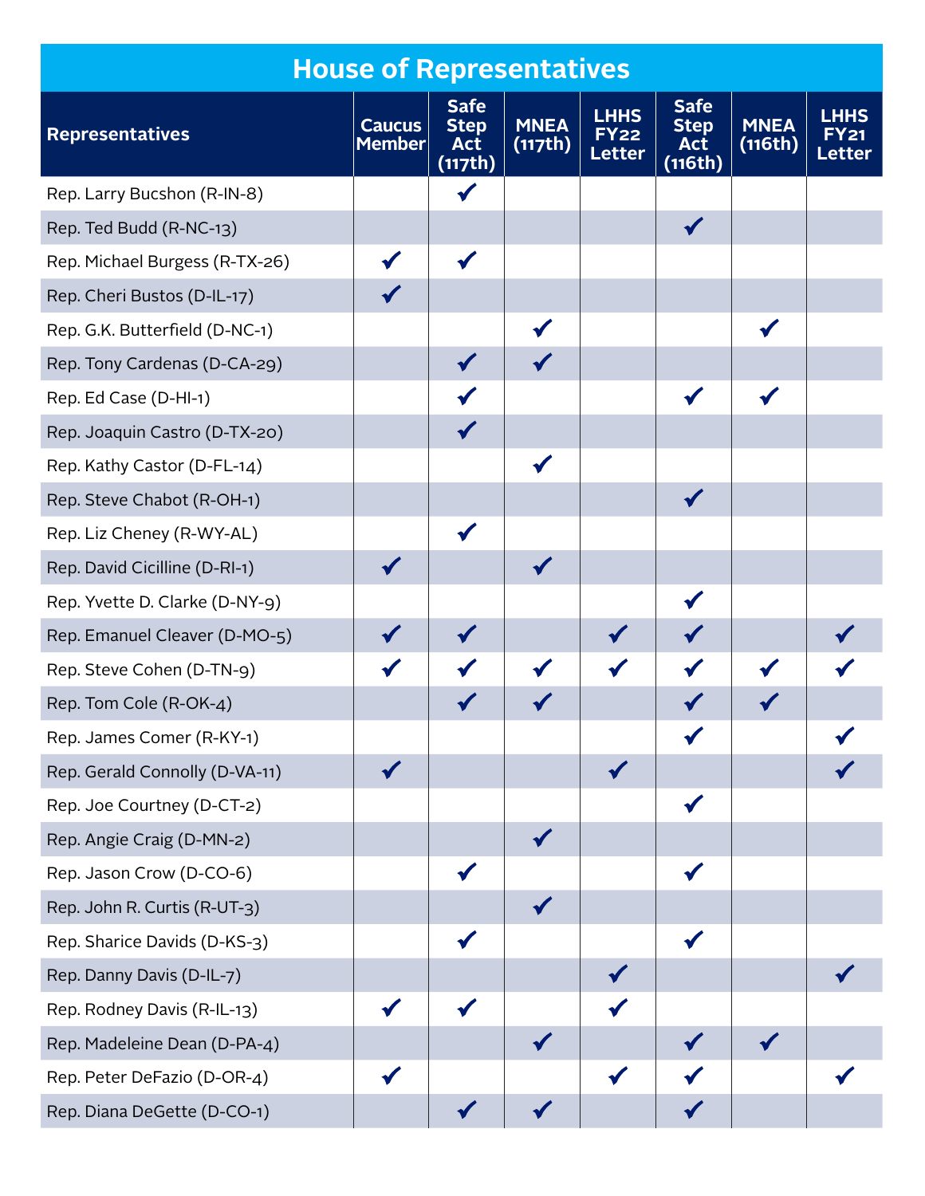# House of Representatives

| Representatives | Caucus Member | Safe Step Act (117th) | MNEA (117th) | LHHS FY22 Letter | Safe Step Act (116th) | MNEA (116th) | LHHS FY21 Letter |
|---|---|---|---|---|---|---|---|
| Rep. Larry Bucshon (R-IN-8) | | ✔ | | | | | |
| Rep. Ted Budd (R-NC-13) | | | | | ✔ | | |
| Rep. Michael Burgess (R-TX-26) | ✔ | ✔ | | | | | |
| Rep. Cheri Bustos (D-IL-17) | ✔ | | | | | | |
| Rep. G.K. Butterfield (D-NC-1) | | | ✔ | | | ✔ | |
| Rep. Tony Cardenas (D-CA-29) | | ✔ | ✔ | | | | |
| Rep. Ed Case (D-HI-1) | | ✔ | | | ✔ | ✔ | |
| Rep. Joaquin Castro (D-TX-20) | | ✔ | | | | | |
| Rep. Kathy Castor (D-FL-14) | | | ✔ | | | | |
| Rep. Steve Chabot (R-OH-1) | | | | | ✔ | | |
| Rep. Liz Cheney (R-WY-AL) | | ✔ | | | | | |
| Rep. David Cicilline (D-RI-1) | ✔ | | ✔ | | | | |
| Rep. Yvette D. Clarke (D-NY-9) | | | | | ✔ | | |
| Rep. Emanuel Cleaver (D-MO-5) | ✔ | ✔ | | ✔ | ✔ | | ✔ |
| Rep. Steve Cohen (D-TN-9) | ✔ | ✔ | ✔ | ✔ | ✔ | ✔ | ✔ |
| Rep. Tom Cole (R-OK-4) | | ✔ | ✔ | | ✔ | ✔ | |
| Rep. James Comer (R-KY-1) | | | | | ✔ | | ✔ |
| Rep. Gerald Connolly (D-VA-11) | ✔ | | | ✔ | | | ✔ |
| Rep. Joe Courtney (D-CT-2) | | | | | ✔ | | |
| Rep. Angie Craig (D-MN-2) | | | ✔ | | | | |
| Rep. Jason Crow (D-CO-6) | | ✔ | | | ✔ | | |
| Rep. John R. Curtis (R-UT-3) | | | ✔ | | | | |
| Rep. Sharice Davids (D-KS-3) | | ✔ | | | ✔ | | |
| Rep. Danny Davis (D-IL-7) | | | | ✔ | | | ✔ |
| Rep. Rodney Davis (R-IL-13) | ✔ | ✔ | | ✔ | | | |
| Rep. Madeleine Dean (D-PA-4) | | | ✔ | | ✔ | ✔ | |
| Rep. Peter DeFazio (D-OR-4) | ✔ | | | ✔ | ✔ | | ✔ |
| Rep. Diana DeGette (D-CO-1) | | ✔ | ✔ | | ✔ | | |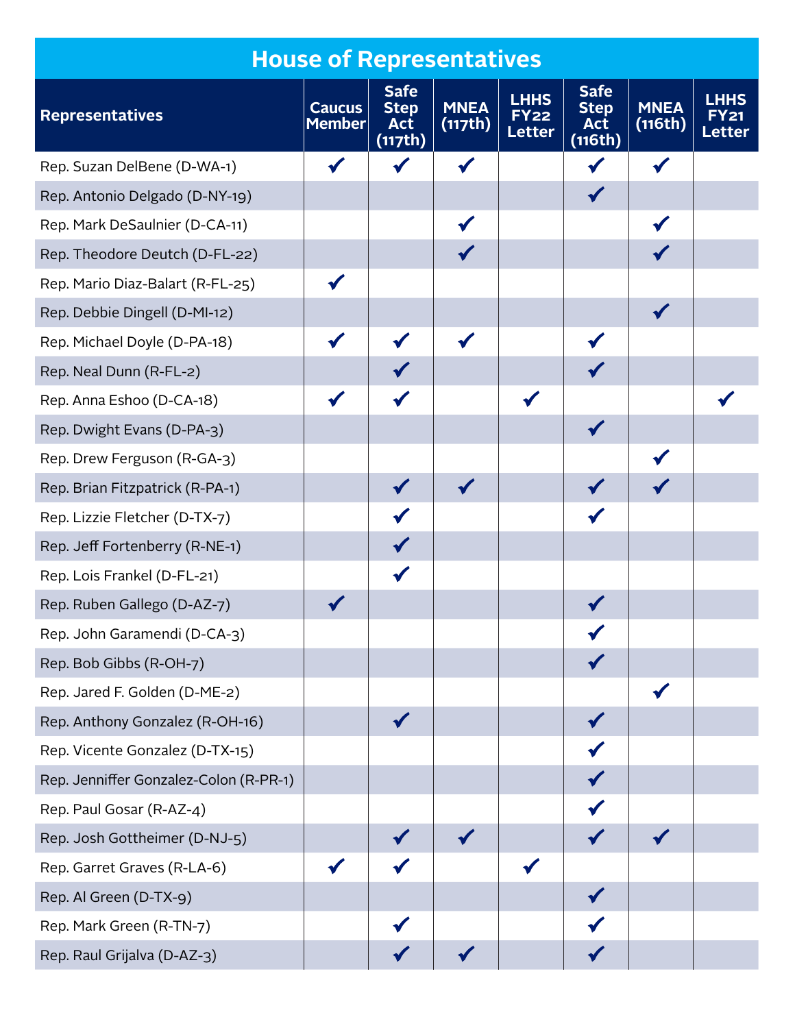# House of Representatives

| Representatives | Caucus Member | Safe Step Act (117th) | MNEA (117th) | LHHS FY22 Letter | Safe Step Act (116th) | MNEA (116th) | LHHS FY21 Letter |
|---|---|---|---|---|---|---|---|
| Rep. Suzan DelBene (D-WA-1) | ✔ | ✔ | ✔ | | ✔ | ✔ | |
| Rep. Antonio Delgado (D-NY-19) | | | | | ✔ | | |
| Rep. Mark DeSaulnier (D-CA-11) | | | ✔ | | | ✔ | |
| Rep. Theodore Deutch (D-FL-22) | | | ✔ | | | ✔ | |
| Rep. Mario Diaz-Balart (R-FL-25) | ✔ | | | | | | |
| Rep. Debbie Dingell (D-MI-12) | | | | | | ✔ | |
| Rep. Michael Doyle (D-PA-18) | ✔ | ✔ | ✔ | | ✔ | | |
| Rep. Neal Dunn (R-FL-2) | | ✔ | | | ✔ | | |
| Rep. Anna Eshoo (D-CA-18) | ✔ | ✔ | | ✔ | | | ✔ |
| Rep. Dwight Evans (D-PA-3) | | | | | ✔ | | |
| Rep. Drew Ferguson (R-GA-3) | | | | | | ✔ | |
| Rep. Brian Fitzpatrick (R-PA-1) | | ✔ | ✔ | | ✔ | ✔ | |
| Rep. Lizzie Fletcher (D-TX-7) | | ✔ | | | ✔ | | |
| Rep. Jeff Fortenberry (R-NE-1) | | ✔ | | | | | |
| Rep. Lois Frankel (D-FL-21) | | ✔ | | | | | |
| Rep. Ruben Gallego (D-AZ-7) | ✔ | | | | ✔ | | |
| Rep. John Garamendi (D-CA-3) | | | | | ✔ | | |
| Rep. Bob Gibbs (R-OH-7) | | | | | ✔ | | |
| Rep. Jared F. Golden (D-ME-2) | | | | | | ✔ | |
| Rep. Anthony Gonzalez (R-OH-16) | | ✔ | | | ✔ | | |
| Rep. Vicente Gonzalez (D-TX-15) | | | | | ✔ | | |
| Rep. Jenniffer Gonzalez-Colon (R-PR-1) | | | | | ✔ | | |
| Rep. Paul Gosar (R-AZ-4) | | | | | ✔ | | |
| Rep. Josh Gottheimer (D-NJ-5) | | ✔ | ✔ | | ✔ | ✔ | |
| Rep. Garret Graves (R-LA-6) | ✔ | ✔ | | ✔ | | | |
| Rep. Al Green (D-TX-9) | | | | | ✔ | | |
| Rep. Mark Green (R-TN-7) | | ✔ | | | ✔ | | |
| Rep. Raul Grijalva (D-AZ-3) | | ✔ | ✔ | | ✔ | | |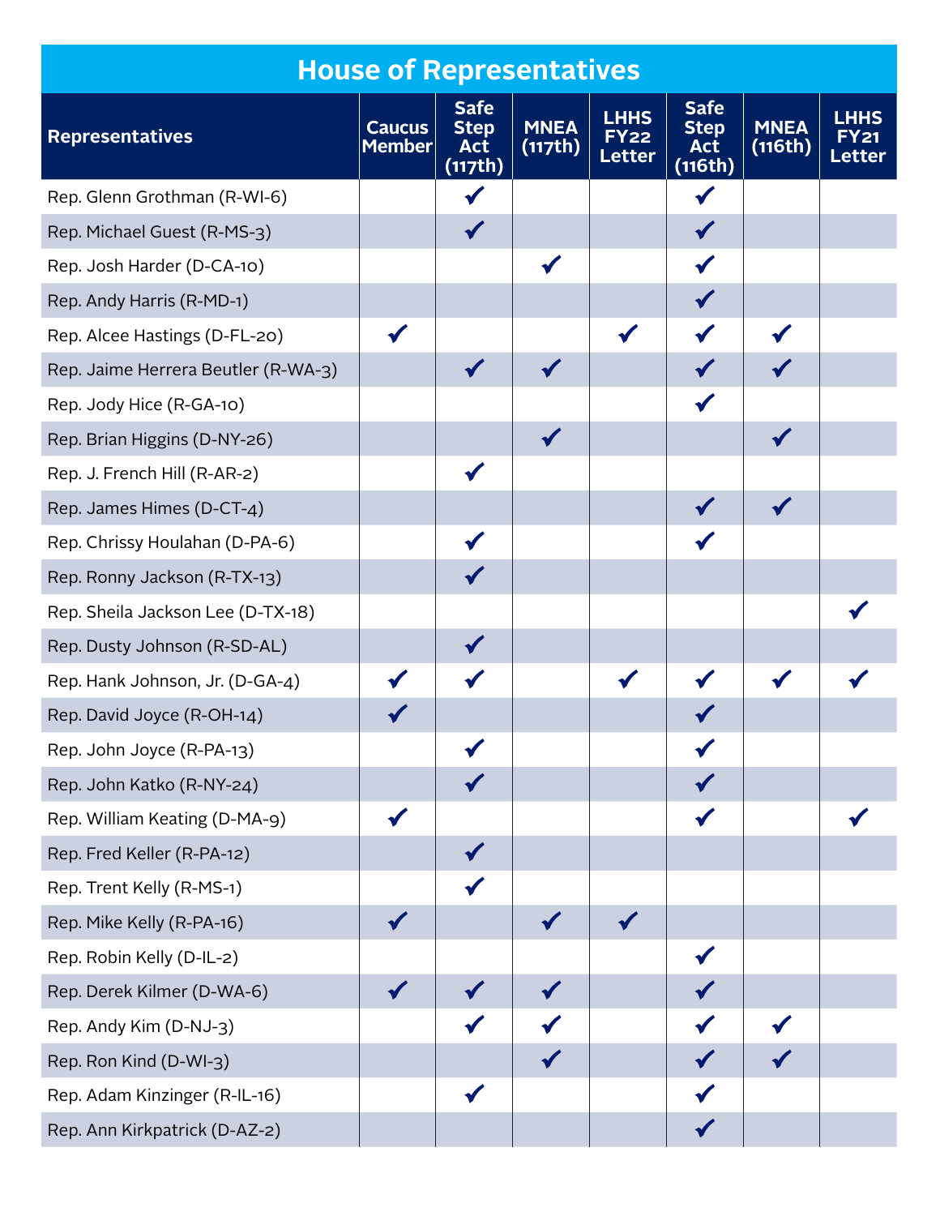## House of Representatives

| Representatives | Caucus Member | Safe Step Act (117th) | MNEA (117th) | LHHS FY22 Letter | Safe Step Act (116th) | MNEA (116th) | LHHS FY21 Letter |
|---|---|---|---|---|---|---|---|
| Rep. Glenn Grothman (R-WI-6) | | ✔ | | | ✔ | | |
| Rep. Michael Guest (R-MS-3) | | ✔ | | | ✔ | | |
| Rep. Josh Harder (D-CA-10) | | | ✔ | | ✔ | | |
| Rep. Andy Harris (R-MD-1) | | | | | ✔ | | |
| Rep. Alcee Hastings (D-FL-20) | ✔ | | | ✔ | ✔ | ✔ | |
| Rep. Jaime Herrera Beutler (R-WA-3) | | ✔ | ✔ | | ✔ | ✔ | |
| Rep. Jody Hice (R-GA-10) | | | | | ✔ | | |
| Rep. Brian Higgins (D-NY-26) | | | ✔ | | | ✔ | |
| Rep. J. French Hill (R-AR-2) | | ✔ | | | | | |
| Rep. James Himes (D-CT-4) | | | | | ✔ | ✔ | |
| Rep. Chrissy Houlahan (D-PA-6) | | ✔ | | | ✔ | | |
| Rep. Ronny Jackson (R-TX-13) | | ✔ | | | | | |
| Rep. Sheila Jackson Lee (D-TX-18) | | | | | | | ✔ |
| Rep. Dusty Johnson (R-SD-AL) | | ✔ | | | | | |
| Rep. Hank Johnson, Jr. (D-GA-4) | ✔ | ✔ | | ✔ | ✔ | ✔ | ✔ |
| Rep. David Joyce (R-OH-14) | ✔ | | | | ✔ | | |
| Rep. John Joyce (R-PA-13) | | ✔ | | | ✔ | | |
| Rep. John Katko (R-NY-24) | | ✔ | | | ✔ | | |
| Rep. William Keating (D-MA-9) | ✔ | | | | ✔ | | ✔ |
| Rep. Fred Keller (R-PA-12) | | ✔ | | | | | |
| Rep. Trent Kelly (R-MS-1) | | ✔ | | | | | |
| Rep. Mike Kelly (R-PA-16) | ✔ | | ✔ | ✔ | | | |
| Rep. Robin Kelly (D-IL-2) | | | | | ✔ | | |
| Rep. Derek Kilmer (D-WA-6) | ✔ | ✔ | ✔ | | ✔ | | |
| Rep. Andy Kim (D-NJ-3) | | ✔ | ✔ | | ✔ | ✔ | |
| Rep. Ron Kind (D-WI-3) | | | ✔ | | ✔ | ✔ | |
| Rep. Adam Kinzinger (R-IL-16) | | ✔ | | | ✔ | | |
| Rep. Ann Kirkpatrick (D-AZ-2) | | | | | ✔ | | |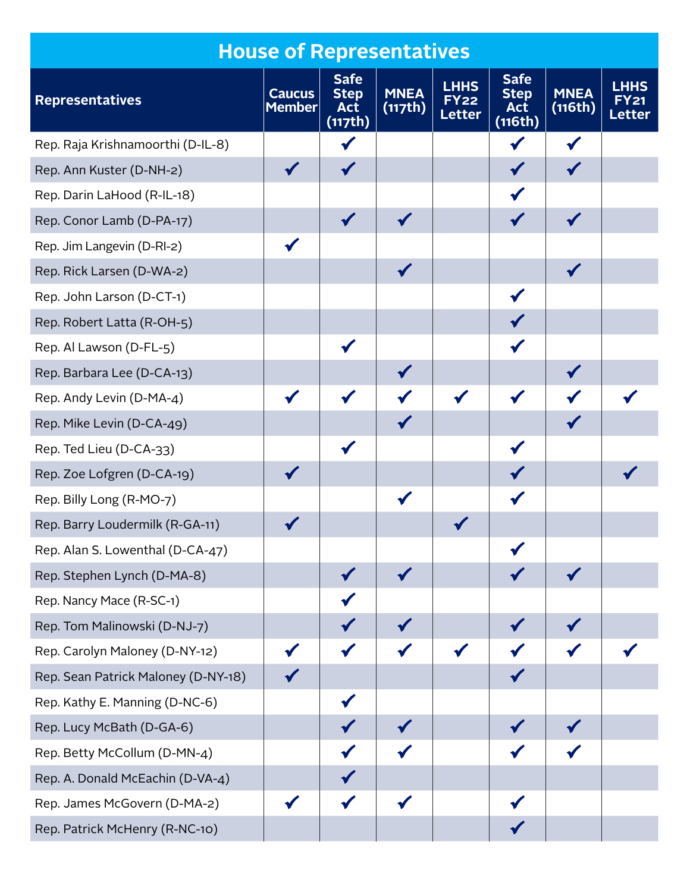## House of Representatives

| Representatives | Caucus Member | Safe Step Act (117th) | MNEA (117th) | LHHS FY22 Letter | Safe Step Act (116th) | MNEA (116th) | LHHS FY21 Letter |
|---|---|---|---|---|---|---|---|
| Rep. Raja Krishnamoorthi (D-IL-8) | | ✔ | | | ✔ | ✔ | |
| Rep. Ann Kuster (D-NH-2) | ✔ | ✔ | | | ✔ | ✔ | |
| Rep. Darin LaHood (R-IL-18) | | | | | ✔ | | |
| Rep. Conor Lamb (D-PA-17) | | ✔ | ✔ | | ✔ | ✔ | |
| Rep. Jim Langevin (D-RI-2) | ✔ | | | | | | |
| Rep. Rick Larsen (D-WA-2) | | | ✔ | | | ✔ | |
| Rep. John Larson (D-CT-1) | | | | | ✔ | | |
| Rep. Robert Latta (R-OH-5) | | | | | ✔ | | |
| Rep. Al Lawson (D-FL-5) | | ✔ | | | ✔ | | |
| Rep. Barbara Lee (D-CA-13) | | | ✔ | | | ✔ | |
| Rep. Andy Levin (D-MA-4) | ✔ | ✔ | ✔ | ✔ | ✔ | ✔ | ✔ |
| Rep. Mike Levin (D-CA-49) | | | ✔ | | | ✔ | |
| Rep. Ted Lieu (D-CA-33) | | ✔ | | | ✔ | | |
| Rep. Zoe Lofgren (D-CA-19) | ✔ | | | | ✔ | | ✔ |
| Rep. Billy Long (R-MO-7) | | | ✔ | | ✔ | | |
| Rep. Barry Loudermilk (R-GA-11) | ✔ | | | ✔ | | | |
| Rep. Alan S. Lowenthal (D-CA-47) | | | | | ✔ | | |
| Rep. Stephen Lynch (D-MA-8) | | ✔ | ✔ | | ✔ | ✔ | |
| Rep. Nancy Mace (R-SC-1) | | ✔ | | | | | |
| Rep. Tom Malinowski (D-NJ-7) | | ✔ | ✔ | | ✔ | ✔ | |
| Rep. Carolyn Maloney (D-NY-12) | ✔ | ✔ | ✔ | ✔ | ✔ | ✔ | ✔ |
| Rep. Sean Patrick Maloney (D-NY-18) | ✔ | | | | ✔ | | |
| Rep. Kathy E. Manning (D-NC-6) | | ✔ | | | | | |
| Rep. Lucy McBath (D-GA-6) | | ✔ | ✔ | | ✔ | ✔ | |
| Rep. Betty McCollum (D-MN-4) | | ✔ | ✔ | | ✔ | ✔ | |
| Rep. A. Donald McEachin (D-VA-4) | | ✔ | | | | | |
| Rep. James McGovern (D-MA-2) | ✔ | ✔ | ✔ | | ✔ | | |
| Rep. Patrick McHenry (R-NC-10) | | | | | ✔ | | |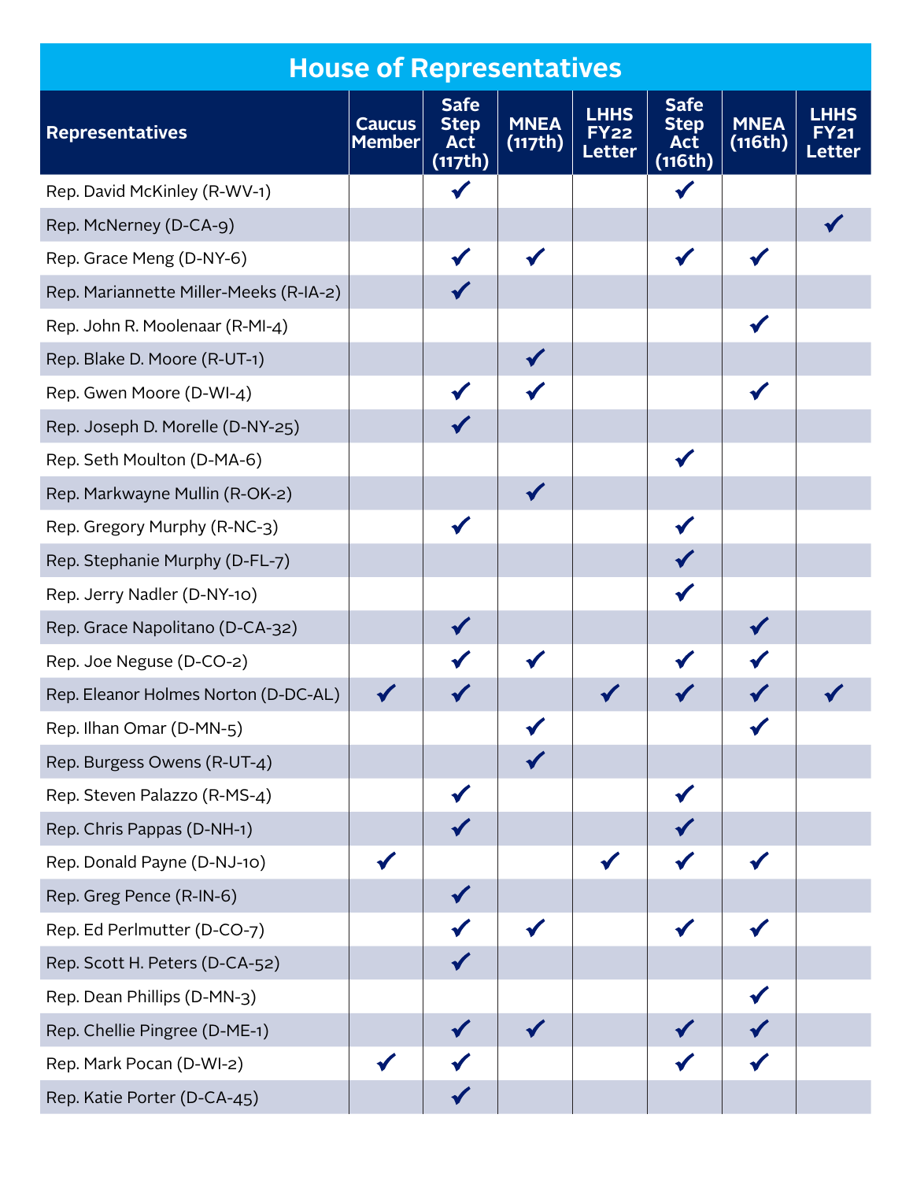## House of Representatives

| Representatives | Caucus Member | Safe Step Act (117th) | MNEA (117th) | LHHS FY22 Letter | Safe Step Act (116th) | MNEA (116th) | LHHS FY21 Letter |
|---|---|---|---|---|---|---|---|
| Rep. David McKinley (R-WV-1) | | ✔ | | | ✔ | | |
| Rep. McNerney (D-CA-9) | | | | | | | ✔ |
| Rep. Grace Meng (D-NY-6) | | ✔ | ✔ | | ✔ | ✔ | |
| Rep. Mariannette Miller-Meeks (R-IA-2) | | ✔ | | | | | |
| Rep. John R. Moolenaar (R-MI-4) | | | | | | ✔ | |
| Rep. Blake D. Moore (R-UT-1) | | | ✔ | | | | |
| Rep. Gwen Moore (D-WI-4) | | ✔ | ✔ | | | ✔ | |
| Rep. Joseph D. Morelle (D-NY-25) | | ✔ | | | | | |
| Rep. Seth Moulton (D-MA-6) | | | | | ✔ | | |
| Rep. Markwayne Mullin (R-OK-2) | | | ✔ | | | | |
| Rep. Gregory Murphy (R-NC-3) | | ✔ | | | ✔ | | |
| Rep. Stephanie Murphy (D-FL-7) | | | | | ✔ | | |
| Rep. Jerry Nadler (D-NY-10) | | | | | ✔ | | |
| Rep. Grace Napolitano (D-CA-32) | | ✔ | | | | ✔ | |
| Rep. Joe Neguse (D-CO-2) | | ✔ | ✔ | | ✔ | ✔ | |
| Rep. Eleanor Holmes Norton (D-DC-AL) | ✔ | ✔ | | ✔ | ✔ | ✔ | ✔ |
| Rep. Ilhan Omar (D-MN-5) | | | ✔ | | | ✔ | |
| Rep. Burgess Owens (R-UT-4) | | | ✔ | | | | |
| Rep. Steven Palazzo (R-MS-4) | | ✔ | | | ✔ | | |
| Rep. Chris Pappas (D-NH-1) | | ✔ | | | ✔ | | |
| Rep. Donald Payne (D-NJ-10) | ✔ | | | ✔ | ✔ | ✔ | |
| Rep. Greg Pence (R-IN-6) | | ✔ | | | | | |
| Rep. Ed Perlmutter (D-CO-7) | | ✔ | ✔ | | ✔ | ✔ | |
| Rep. Scott H. Peters (D-CA-52) | | ✔ | | | | | |
| Rep. Dean Phillips (D-MN-3) | | | | | | ✔ | |
| Rep. Chellie Pingree (D-ME-1) | | ✔ | ✔ | | ✔ | ✔ | |
| Rep. Mark Pocan (D-WI-2) | ✔ | ✔ | | | ✔ | ✔ | |
| Rep. Katie Porter (D-CA-45) | | ✔ | | | | | |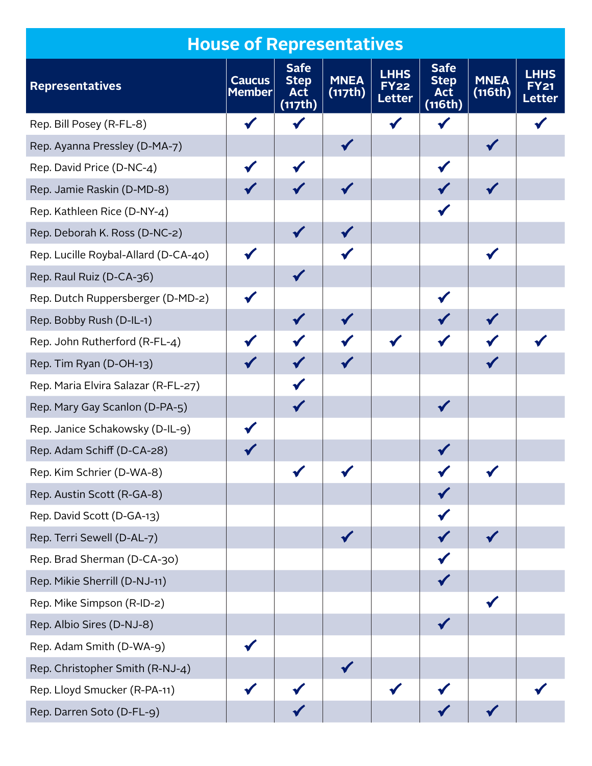# House of Representatives

| Representatives | Caucus Member | Safe Step Act (117th) | MNEA (117th) | LHHS FY22 Letter | Safe Step Act (116th) | MNEA (116th) | LHHS FY21 Letter |
|---|---|---|---|---|---|---|---|
| Rep. Bill Posey (R-FL-8) | ✔ | ✔ | | ✔ | ✔ | | ✔ |
| Rep. Ayanna Pressley (D-MA-7) | | | ✔ | | | ✔ | |
| Rep. David Price (D-NC-4) | ✔ | ✔ | | | ✔ | | |
| Rep. Jamie Raskin (D-MD-8) | ✔ | ✔ | ✔ | | ✔ | ✔ | |
| Rep. Kathleen Rice (D-NY-4) | | | | | ✔ | | |
| Rep. Deborah K. Ross (D-NC-2) | | ✔ | ✔ | | | | |
| Rep. Lucille Roybal-Allard (D-CA-40) | ✔ | | ✔ | | | ✔ | |
| Rep. Raul Ruiz (D-CA-36) | | ✔ | | | | | |
| Rep. Dutch Ruppersberger (D-MD-2) | ✔ | | | | ✔ | | |
| Rep. Bobby Rush (D-IL-1) | | ✔ | ✔ | | ✔ | ✔ | |
| Rep. John Rutherford (R-FL-4) | ✔ | ✔ | ✔ | ✔ | ✔ | ✔ | ✔ |
| Rep. Tim Ryan (D-OH-13) | ✔ | ✔ | ✔ | | | ✔ | |
| Rep. Maria Elvira Salazar (R-FL-27) | | ✔ | | | | | |
| Rep. Mary Gay Scanlon (D-PA-5) | | ✔ | | | ✔ | | |
| Rep. Janice Schakowsky (D-IL-9) | ✔ | | | | | | |
| Rep. Adam Schiff (D-CA-28) | ✔ | | | | ✔ | | |
| Rep. Kim Schrier (D-WA-8) | | ✔ | ✔ | | ✔ | ✔ | |
| Rep. Austin Scott (R-GA-8) | | | | | ✔ | | |
| Rep. David Scott (D-GA-13) | | | | | ✔ | | |
| Rep. Terri Sewell (D-AL-7) | | | ✔ | | ✔ | ✔ | |
| Rep. Brad Sherman (D-CA-30) | | | | | ✔ | | |
| Rep. Mikie Sherrill (D-NJ-11) | | | | | ✔ | | |
| Rep. Mike Simpson (R-ID-2) | | | | | | ✔ | |
| Rep. Albio Sires (D-NJ-8) | | | | | ✔ | | |
| Rep. Adam Smith (D-WA-9) | ✔ | | | | | | |
| Rep. Christopher Smith (R-NJ-4) | | | ✔ | | | | |
| Rep. Lloyd Smucker (R-PA-11) | ✔ | ✔ | | ✔ | ✔ | | ✔ |
| Rep. Darren Soto (D-FL-9) | | ✔ | | | ✔ | ✔ | |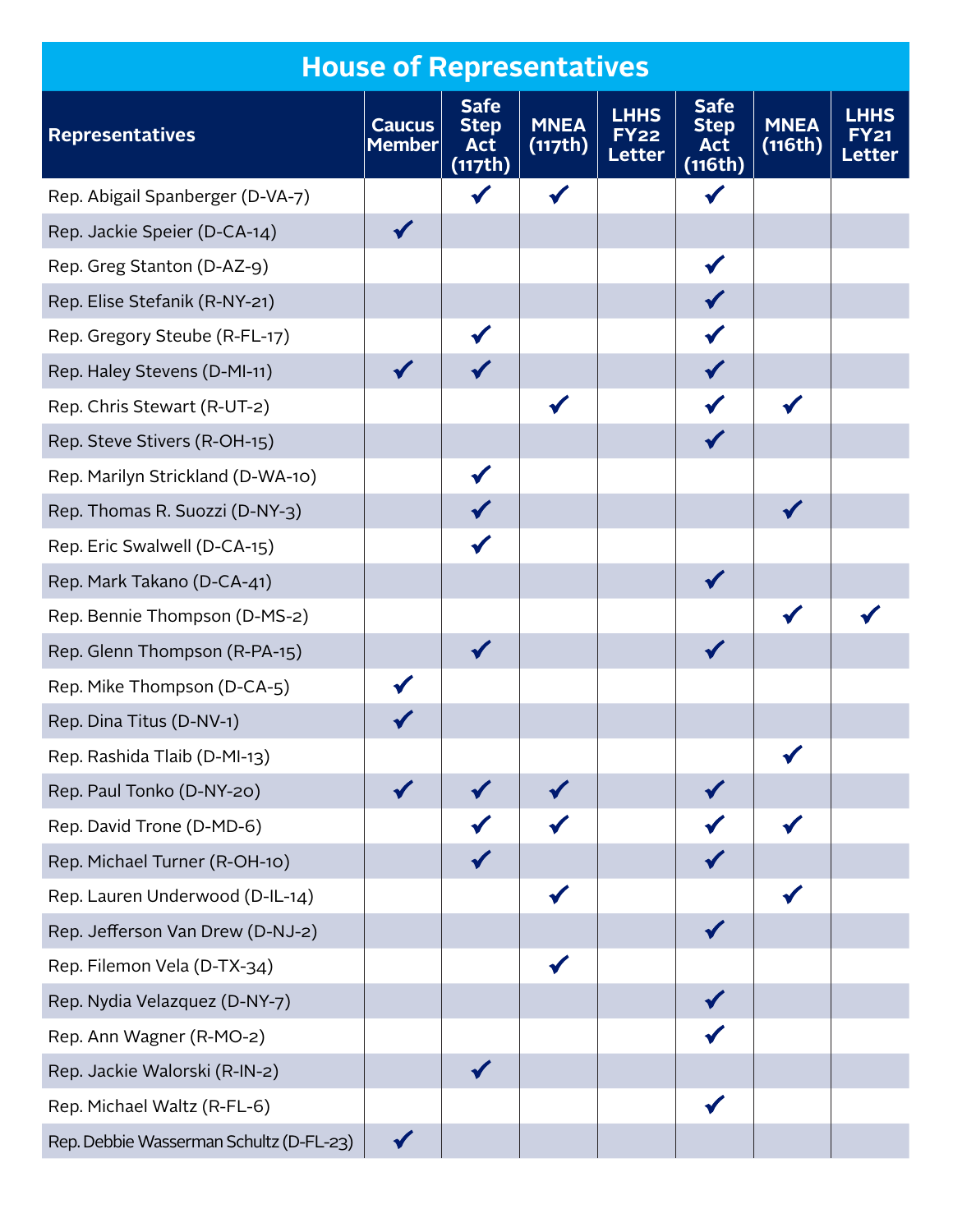# House of Representatives

| Representatives | Caucus Member | Safe Step Act (117th) | MNEA (117th) | LHHS FY22 Letter | Safe Step Act (116th) | MNEA (116th) | LHHS FY21 Letter |
|---|---|---|---|---|---|---|---|
| Rep. Abigail Spanberger (D-VA-7) | | ✔ | ✔ | | ✔ | | |
| Rep. Jackie Speier (D-CA-14) | ✔ | | | | | | |
| Rep. Greg Stanton (D-AZ-9) | | | | | ✔ | | |
| Rep. Elise Stefanik (R-NY-21) | | | | | ✔ | | |
| Rep. Gregory Steube (R-FL-17) | | ✔ | | | ✔ | | |
| Rep. Haley Stevens (D-MI-11) | ✔ | ✔ | | | ✔ | | |
| Rep. Chris Stewart (R-UT-2) | | | ✔ | | ✔ | ✔ | |
| Rep. Steve Stivers (R-OH-15) | | | | | ✔ | | |
| Rep. Marilyn Strickland (D-WA-10) | | ✔ | | | | | |
| Rep. Thomas R. Suozzi (D-NY-3) | | ✔ | | | | ✔ | |
| Rep. Eric Swalwell (D-CA-15) | | ✔ | | | | | |
| Rep. Mark Takano (D-CA-41) | | | | | ✔ | | |
| Rep. Bennie Thompson (D-MS-2) | | | | | | ✔ | ✔ |
| Rep. Glenn Thompson (R-PA-15) | | ✔ | | | ✔ | | |
| Rep. Mike Thompson (D-CA-5) | ✔ | | | | | | |
| Rep. Dina Titus (D-NV-1) | ✔ | | | | | | |
| Rep. Rashida Tlaib (D-MI-13) | | | | | | ✔ | |
| Rep. Paul Tonko (D-NY-20) | ✔ | ✔ | ✔ | | ✔ | | |
| Rep. David Trone (D-MD-6) | | ✔ | ✔ | | ✔ | ✔ | |
| Rep. Michael Turner (R-OH-10) | | ✔ | | | ✔ | | |
| Rep. Lauren Underwood (D-IL-14) | | | ✔ | | | ✔ | |
| Rep. Jefferson Van Drew (D-NJ-2) | | | | | ✔ | | |
| Rep. Filemon Vela (D-TX-34) | | | ✔ | | | | |
| Rep. Nydia Velazquez (D-NY-7) | | | | | ✔ | | |
| Rep. Ann Wagner (R-MO-2) | | | | | ✔ | | |
| Rep. Jackie Walorski (R-IN-2) | | ✔ | | | | | |
| Rep. Michael Waltz (R-FL-6) | | | | | ✔ | | |
| Rep. Debbie Wasserman Schultz (D-FL-23) | ✔ | | | | | | |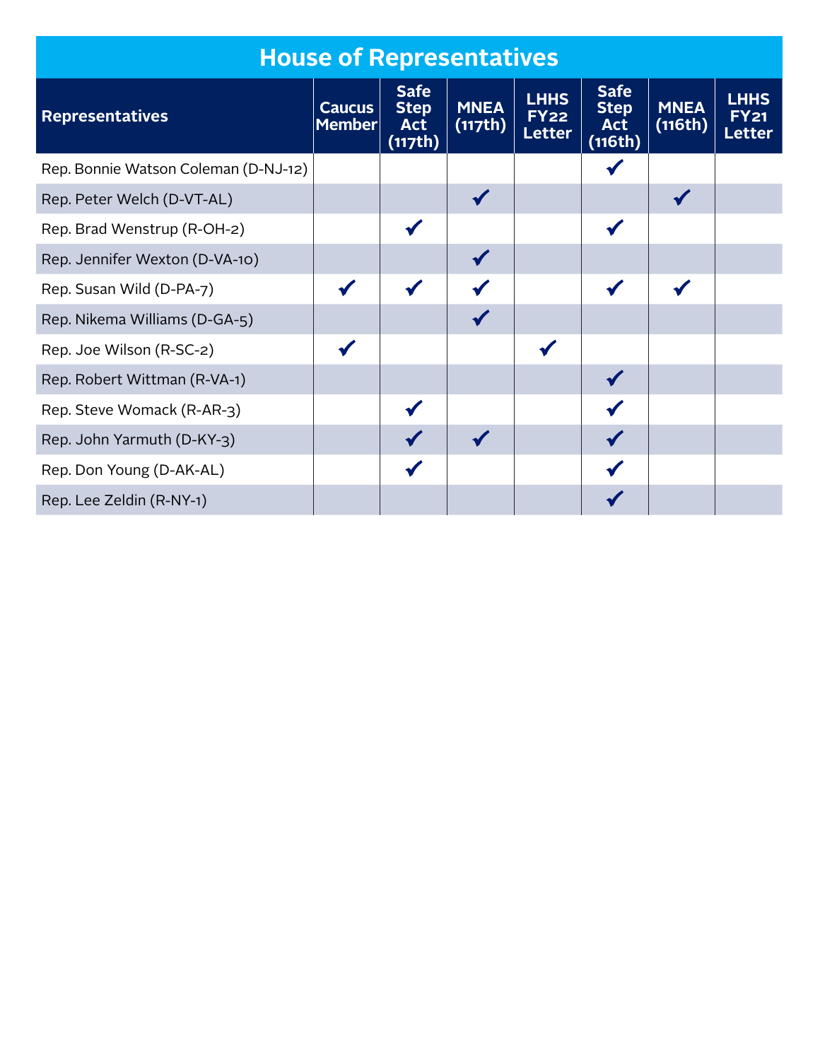## House of Representatives

| Representatives | Caucus Member | Safe Step Act (117th) | MNEA (117th) | LHHS FY22 Letter | Safe Step Act (116th) | MNEA (116th) | LHHS FY21 Letter |
|---|---|---|---|---|---|---|---|
| Rep. Bonnie Watson Coleman (D-NJ-12) | | | | | ✓ | | |
| Rep. Peter Welch (D-VT-AL) | | | ✓ | | | ✓ | |
| Rep. Brad Wenstrup (R-OH-2) | | ✓ | | | ✓ | | |
| Rep. Jennifer Wexton (D-VA-10) | | | ✓ | | | | |
| Rep. Susan Wild (D-PA-7) | ✓ | ✓ | ✓ | | ✓ | ✓ | |
| Rep. Nikema Williams (D-GA-5) | | | ✓ | | | | |
| Rep. Joe Wilson (R-SC-2) | ✓ | | | ✓ | | | |
| Rep. Robert Wittman (R-VA-1) | | | | | ✓ | | |
| Rep. Steve Womack (R-AR-3) | | ✓ | | | ✓ | | |
| Rep. John Yarmuth (D-KY-3) | | ✓ | ✓ | | ✓ | | |
| Rep. Don Young (D-AK-AL) | | ✓ | | | ✓ | | |
| Rep. Lee Zeldin (R-NY-1) | | | | | ✓ | | |